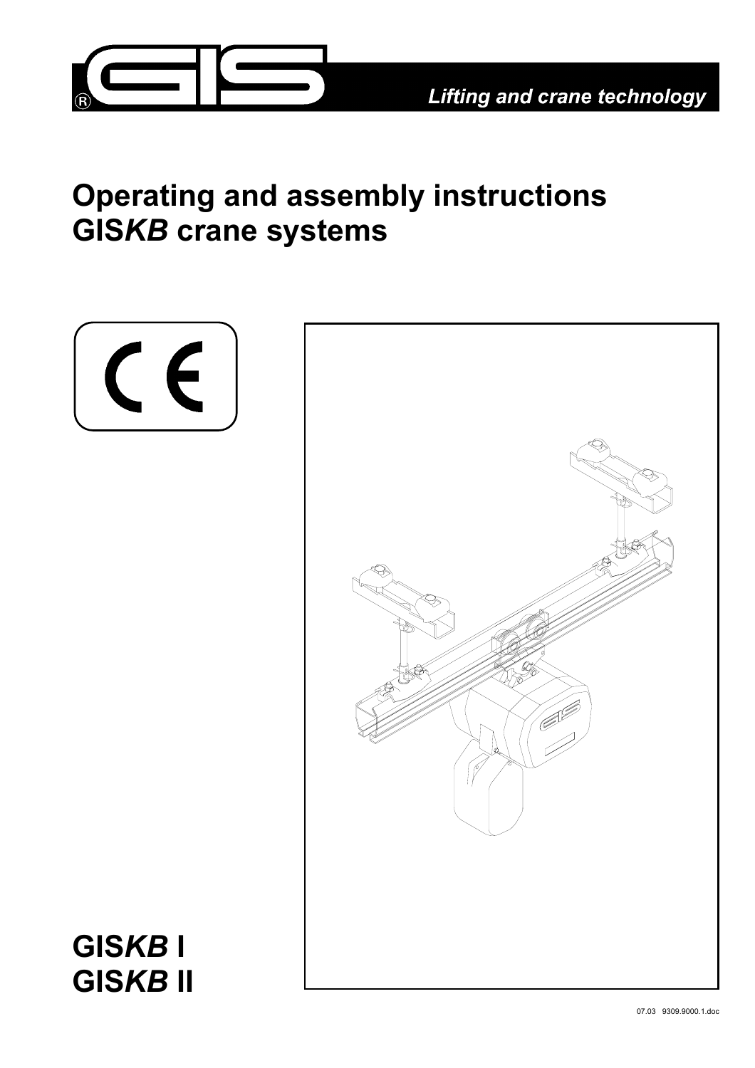Lifting and crane technology

# Operating and assembly instructions GIS*KB* crane systems

GIS*KB* I
GIS*KB* II

07.03 9309.9000.1.doc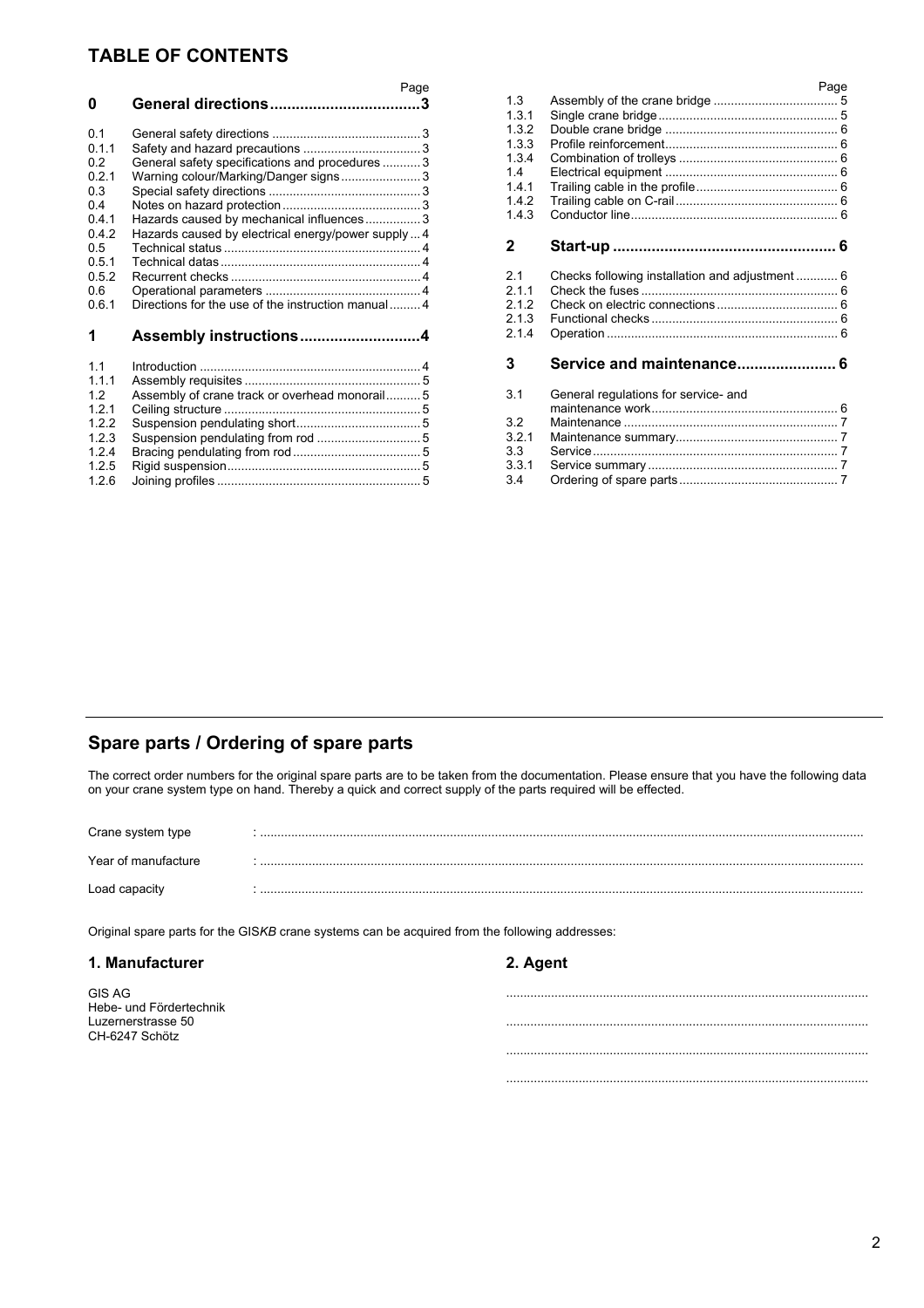## TABLE OF CONTENTS

| | | Page |
|---|---|---|
| **0** | **General directions** | **3** |
| 0.1 | General safety directions | 3 |
| 0.1.1 | Safety and hazard precautions | 3 |
| 0.2 | General safety specifications and procedures | 3 |
| 0.2.1 | Warning colour/Marking/Danger signs | 3 |
| 0.3 | Special safety directions | 3 |
| 0.4 | Notes on hazard protection | 3 |
| 0.4.1 | Hazards caused by mechanical influences | 3 |
| 0.4.2 | Hazards caused by electrical energy/power supply | 4 |
| 0.5 | Technical status | 4 |
| 0.5.1 | Technical datas | 4 |
| 0.5.2 | Recurrent checks | 4 |
| 0.6 | Operational parameters | 4 |
| 0.6.1 | Directions for the use of the instruction manual | 4 |
| **1** | **Assembly instructions** | **4** |
| 1.1 | Introduction | 4 |
| 1.1.1 | Assembly requisites | 5 |
| 1.2 | Assembly of crane track or overhead monorail | 5 |
| 1.2.1 | Ceiling structure | 5 |
| 1.2.2 | Suspension pendulating short | 5 |
| 1.2.3 | Suspension pendulating from rod | 5 |
| 1.2.4 | Bracing pendulating from rod | 5 |
| 1.2.5 | Rigid suspension | 5 |
| 1.2.6 | Joining profiles | 5 |
| 1.3 | Assembly of the crane bridge | 5 |
| 1.3.1 | Single crane bridge | 5 |
| 1.3.2 | Double crane bridge | 6 |
| 1.3.3 | Profile reinforcement | 6 |
| 1.3.4 | Combination of trolleys | 6 |
| 1.4 | Electrical equipment | 6 |
| 1.4.1 | Trailing cable in the profile | 6 |
| 1.4.2 | Trailing cable on C-rail | 6 |
| 1.4.3 | Conductor line | 6 |
| **2** | **Start-up** | **6** |
| 2.1 | Checks following installation and adjustment | 6 |
| 2.1.1 | Check the fuses | 6 |
| 2.1.2 | Check on electric connections | 6 |
| 2.1.3 | Functional checks | 6 |
| 2.1.4 | Operation | 6 |
| **3** | **Service and maintenance** | **6** |
| 3.1 | General regulations for service- and maintenance work | 6 |
| 3.2 | Maintenance | 7 |
| 3.2.1 | Maintenance summary | 7 |
| 3.3 | Service | 7 |
| 3.3.1 | Service summary | 7 |
| 3.4 | Ordering of spare parts | 7 |

## Spare parts / Ordering of spare parts

The correct order numbers for the original spare parts are to be taken from the documentation. Please ensure that you have the following data on your crane system type on hand. Thereby a quick and correct supply of the parts required will be effected.

Crane system type : ..........................................................................................

Year of manufacture : ..........................................................................................

Load capacity : ..........................................................................................

Original spare parts for the GIS*KB* crane systems can be acquired from the following addresses:

### 1. Manufacturer

GIS AG
Hebe- und Fördertechnik
Luzernerstrasse 50
CH-6247 Schötz

### 2. Agent

..........................................................................................

..........................................................................................

..........................................................................................

..........................................................................................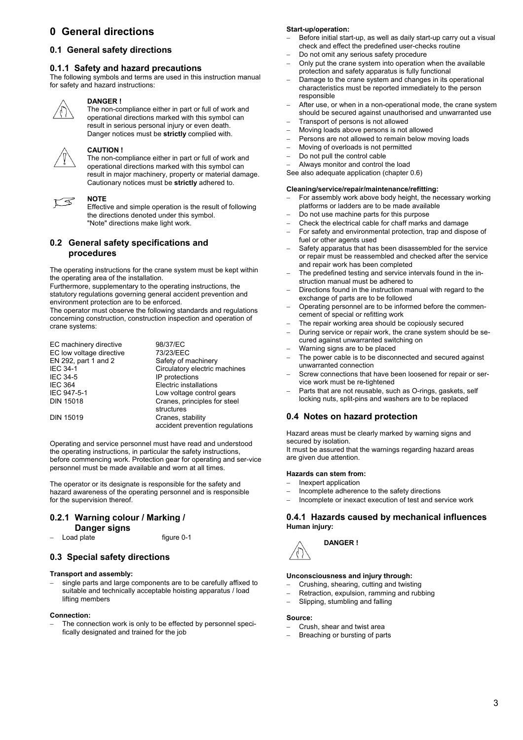# 0 General directions

## 0.1 General safety directions

### 0.1.1 Safety and hazard precautions

The following symbols and terms are used in this instruction manual for safety and hazard instructions:

**DANGER !**
The non-compliance either in part or full of work and operational directions marked with this symbol can result in serious personal injury or even death. Danger notices must be **strictly** complied with.

**CAUTION !**
The non-compliance either in part or full of work and operational directions marked with this symbol can result in major machinery, property or material damage. Cautionary notices must be **strictly** adhered to.

**NOTE**
Effective and simple operation is the result of following the directions denoted under this symbol.
"Note" directions make light work.

## 0.2 General safety specifications and procedures

The operating instructions for the crane system must be kept within the operating area of the installation.
Furthermore, supplementary to the operating instructions, the statutory regulations governing general accident prevention and environment protection are to be enforced.
The operator must observe the following standards and regulations concerning construction, construction inspection and operation of crane systems:

| | |
|---|---|
| EC machinery directive | 98/37/EC |
| EC low voltage directive | 73/23/EEC |
| EN 292, part 1 and 2 | Safety of machinery |
| IEC 34-1 | Circulatory electric machines |
| IEC 34-5 | IP protections |
| IEC 364 | Electric installations |
| IEC 947-5-1 | Low voltage control gears |
| DIN 15018 | Cranes, principles for steel structures |
| DIN 15019 | Cranes, stability accident prevention regulations |

Operating and service personnel must have read and understood the operating instructions, in particular the safety instructions, before commencing work. Protection gear for operating and ser-vice personnel must be made available and worn at all times.

The operator or its designate is responsible for the safety and hazard awareness of the operating personnel and is responsible for the supervision thereof.

### 0.2.1 Warning colour / Marking / Danger signs

- Load plate figure 0-1

## 0.3 Special safety directions

**Transport and assembly:**

- single parts and large components are to be carefully affixed to suitable and technically acceptable hoisting apparatus / load lifting members

**Connection:**

- The connection work is only to be effected by personnel specifically designated and trained for the job

**Start-up/operation:**

- Before initial start-up, as well as daily start-up carry out a visual check and effect the predefined user-checks routine
- Do not omit any serious safety procedure
- Only put the crane system into operation when the available protection and safety apparatus is fully functional
- Damage to the crane system and changes in its operational characteristics must be reported immediately to the person responsible
- After use, or when in a non-operational mode, the crane system should be secured against unauthorised and unwarranted use
- Transport of persons is not allowed
- Moving loads above persons is not allowed
- Persons are not allowed to remain below moving loads
- Moving of overloads is not permitted
- Do not pull the control cable
- Always monitor and control the load

See also adequate application (chapter 0.6)

**Cleaning/service/repair/maintenance/refitting:**

- For assembly work above body height, the necessary working platforms or ladders are to be made available
- Do not use machine parts for this purpose
- Check the electrical cable for chaff marks and damage
- For safety and environmental protection, trap and dispose of fuel or other agents used
- Safety apparatus that has been disassembled for the service or repair must be reassembled and checked after the service and repair work has been completed
- The predefined testing and service intervals found in the instruction manual must be adhered to
- Directions found in the instruction manual with regard to the exchange of parts are to be followed
- Operating personnel are to be informed before the commencement of special or refitting work
- The repair working area should be copiously secured
- During service or repair work, the crane system should be secured against unwarranted switching on
- Warning signs are to be placed
- The power cable is to be disconnected and secured against unwarranted connection
- Screw connections that have been loosened for repair or service work must be re-tightened
- Parts that are not reusable, such as O-rings, gaskets, self locking nuts, split-pins and washers are to be replaced

## 0.4 Notes on hazard protection

Hazard areas must be clearly marked by warning signs and secured by isolation.
It must be assured that the warnings regarding hazard areas are given due attention.

**Hazards can stem from:**

- Inexpert application
- Incomplete adherence to the safety directions
- Incomplete or inexact execution of test and service work

### 0.4.1 Hazards caused by mechanical influences

**Human injury:**

**DANGER !**

**Unconsciousness and injury through:**

- Crushing, shearing, cutting and twisting
- Retraction, expulsion, ramming and rubbing
- Slipping, stumbling and falling

**Source:**

- Crush, shear and twist area
- Breaching or bursting of parts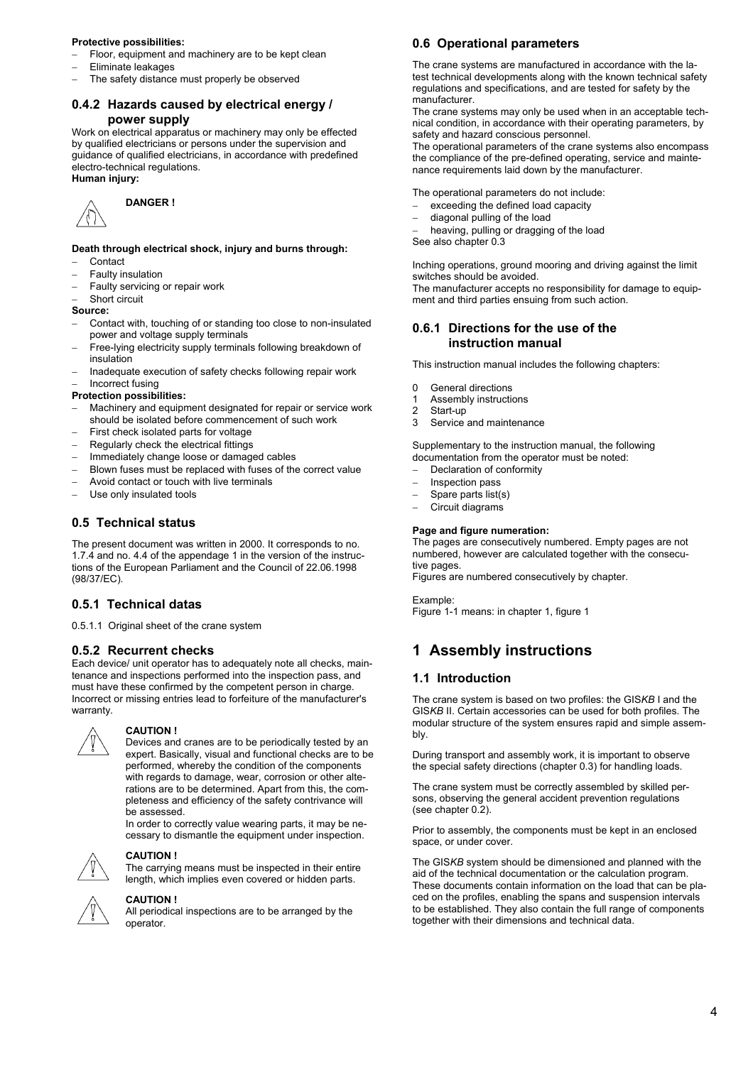**Protective possibilities:**

- Floor, equipment and machinery are to be kept clean
- Eliminate leakages
- The safety distance must properly be observed

### 0.4.2 Hazards caused by electrical energy / power supply

Work on electrical apparatus or machinery may only be effected by qualified electricians or persons under the supervision and guidance of qualified electricians, in accordance with predefined electro-technical regulations.

**Human injury:**

**DANGER !**

**Death through electrical shock, injury and burns through:**

- Contact
- Faulty insulation
- Faulty servicing or repair work
- Short circuit

**Source:**

- Contact with, touching of or standing too close to non-insulated power and voltage supply terminals
- Free-lying electricity supply terminals following breakdown of insulation
- Inadequate execution of safety checks following repair work
- Incorrect fusing

**Protection possibilities:**

- Machinery and equipment designated for repair or service work should be isolated before commencement of such work
- First check isolated parts for voltage
- Regularly check the electrical fittings
- Immediately change loose or damaged cables
- Blown fuses must be replaced with fuses of the correct value
- Avoid contact or touch with live terminals
- Use only insulated tools

## 0.5 Technical status

The present document was written in 2000. It corresponds to no. 1.7.4 and no. 4.4 of the appendage 1 in the version of the instructions of the European Parliament and the Council of 22.06.1998 (98/37/EC).

### 0.5.1 Technical datas

0.5.1.1 Original sheet of the crane system

### 0.5.2 Recurrent checks

Each device/ unit operator has to adequately note all checks, maintenance and inspections performed into the inspection pass, and must have these confirmed by the competent person in charge. Incorrect or missing entries lead to forfeiture of the manufacturer's warranty.

**CAUTION !**

Devices and cranes are to be periodically tested by an expert. Basically, visual and functional checks are to be performed, whereby the condition of the components with regards to damage, wear, corrosion or other alterations are to be determined. Apart from this, the completeness and efficiency of the safety contrivance will be assessed.

In order to correctly value wearing parts, it may be necessary to dismantle the equipment under inspection.

**CAUTION !**

The carrying means must be inspected in their entire length, which implies even covered or hidden parts.

**CAUTION !**

All periodical inspections are to be arranged by the operator.

## 0.6 Operational parameters

The crane systems are manufactured in accordance with the latest technical developments along with the known technical safety regulations and specifications, and are tested for safety by the manufacturer.

The crane systems may only be used when in an acceptable technical condition, in accordance with their operating parameters, by safety and hazard conscious personnel.

The operational parameters of the crane systems also encompass the compliance of the pre-defined operating, service and maintenance requirements laid down by the manufacturer.

The operational parameters do not include:

- exceeding the defined load capacity
- diagonal pulling of the load
- heaving, pulling or dragging of the load

See also chapter 0.3

Inching operations, ground mooring and driving against the limit switches should be avoided.

The manufacturer accepts no responsibility for damage to equipment and third parties ensuing from such action.

### 0.6.1 Directions for the use of the instruction manual

This instruction manual includes the following chapters:

0 General directions
1 Assembly instructions
2 Start-up
3 Service and maintenance

Supplementary to the instruction manual, the following documentation from the operator must be noted:

- Declaration of conformity
- Inspection pass
- Spare parts list(s)
- Circuit diagrams

**Page and figure numeration:**

The pages are consecutively numbered. Empty pages are not numbered, however are calculated together with the consecutive pages.

Figures are numbered consecutively by chapter.

Example:
Figure 1-1 means: in chapter 1, figure 1

# 1 Assembly instructions

## 1.1 Introduction

The crane system is based on two profiles: the GIS*KB* I and the GIS*KB* II. Certain accessories can be used for both profiles. The modular structure of the system ensures rapid and simple assembly.

During transport and assembly work, it is important to observe the special safety directions (chapter 0.3) for handling loads.

The crane system must be correctly assembled by skilled persons, observing the general accident prevention regulations (see chapter 0.2).

Prior to assembly, the components must be kept in an enclosed space, or under cover.

The GIS*KB* system should be dimensioned and planned with the aid of the technical documentation or the calculation program. These documents contain information on the load that can be placed on the profiles, enabling the spans and suspension intervals to be established. They also contain the full range of components together with their dimensions and technical data.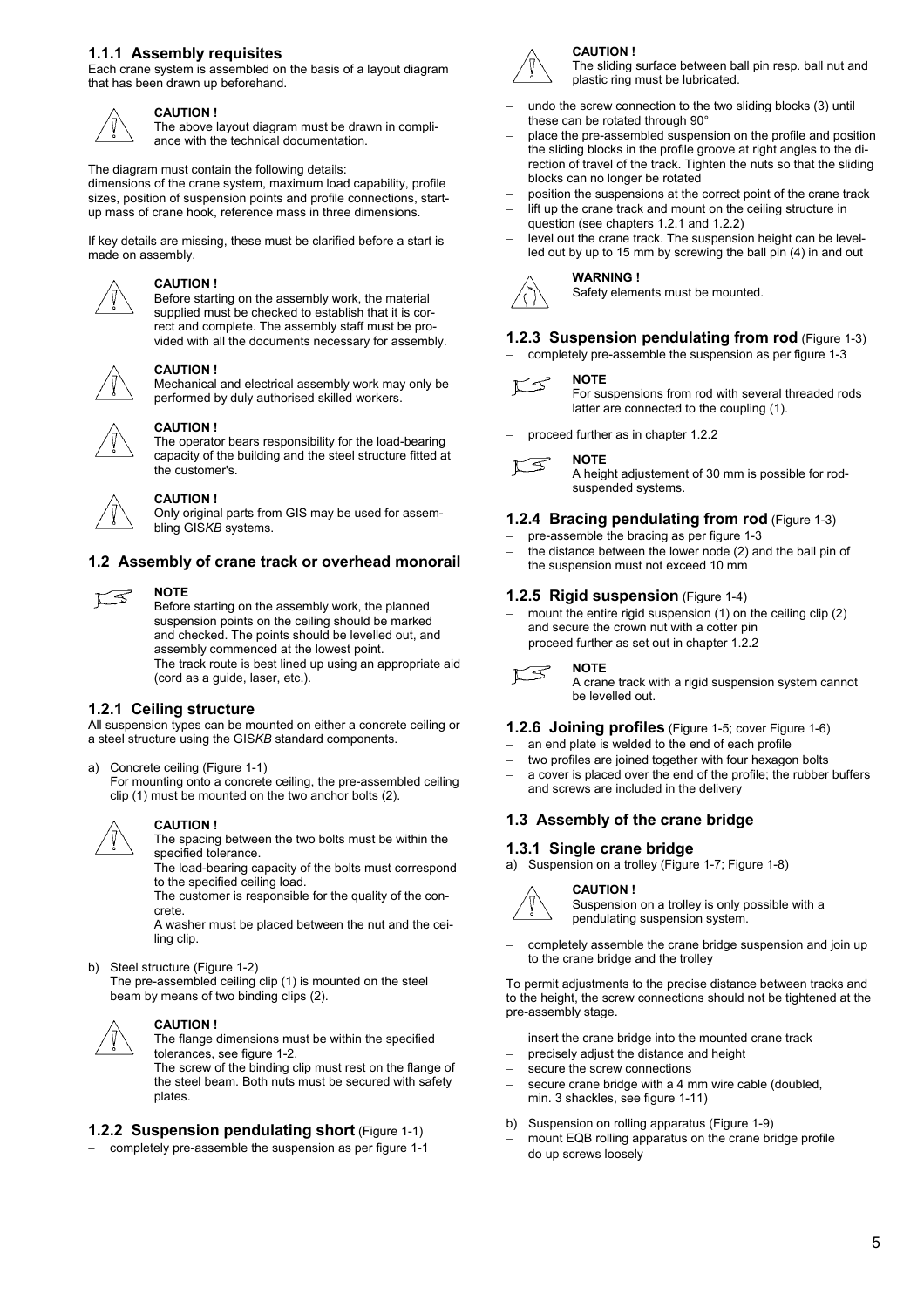### 1.1.1 Assembly requisites

Each crane system is assembled on the basis of a layout diagram that has been drawn up beforehand.

**CAUTION !**
The above layout diagram must be drawn in compliance with the technical documentation.

The diagram must contain the following details:
dimensions of the crane system, maximum load capability, profile sizes, position of suspension points and profile connections, start-up mass of crane hook, reference mass in three dimensions.

If key details are missing, these must be clarified before a start is made on assembly.

**CAUTION !**
Before starting on the assembly work, the material supplied must be checked to establish that it is correct and complete. The assembly staff must be provided with all the documents necessary for assembly.

**CAUTION !**
Mechanical and electrical assembly work may only be performed by duly authorised skilled workers.

**CAUTION !**
The operator bears responsibility for the load-bearing capacity of the building and the steel structure fitted at the customer's.

**CAUTION !**
Only original parts from GIS may be used for assembling GIS*KB* systems.

## 1.2 Assembly of crane track or overhead monorail

**NOTE**
Before starting on the assembly work, the planned suspension points on the ceiling should be marked and checked. The points should be levelled out, and assembly commenced at the lowest point.
The track route is best lined up using an appropriate aid (cord as a guide, laser, etc.).

### 1.2.1 Ceiling structure

All suspension types can be mounted on either a concrete ceiling or a steel structure using the GIS*KB* standard components.

a) Concrete ceiling (Figure 1-1)
For mounting onto a concrete ceiling, the pre-assembled ceiling clip (1) must be mounted on the two anchor bolts (2).

**CAUTION !**
The spacing between the two bolts must be within the specified tolerance.
The load-bearing capacity of the bolts must correspond to the specified ceiling load.
The customer is responsible for the quality of the concrete.
A washer must be placed between the nut and the ceiling clip.

b) Steel structure (Figure 1-2)
The pre-assembled ceiling clip (1) is mounted on the steel beam by means of two binding clips (2).

**CAUTION !**
The flange dimensions must be within the specified tolerances, see figure 1-2.
The screw of the binding clip must rest on the flange of the steel beam. Both nuts must be secured with safety plates.

### 1.2.2 Suspension pendulating short (Figure 1-1)

- completely pre-assemble the suspension as per figure 1-1

**CAUTION !**
The sliding surface between ball pin resp. ball nut and plastic ring must be lubricated.

- undo the screw connection to the two sliding blocks (3) until these can be rotated through 90°
- place the pre-assembled suspension on the profile and position the sliding blocks in the profile groove at right angles to the direction of travel of the track. Tighten the nuts so that the sliding blocks can no longer be rotated
- position the suspensions at the correct point of the crane track
- lift up the crane track and mount on the ceiling structure in question (see chapters 1.2.1 and 1.2.2)
- level out the crane track. The suspension height can be levelled out by up to 15 mm by screwing the ball pin (4) in and out

**WARNING !**
Safety elements must be mounted.

### 1.2.3 Suspension pendulating from rod (Figure 1-3)

- completely pre-assemble the suspension as per figure 1-3

**NOTE**
For suspensions from rod with several threaded rods latter are connected to the coupling (1).

- proceed further as in chapter 1.2.2

**NOTE**
A height adjustement of 30 mm is possible for rod-suspended systems.

### 1.2.4 Bracing pendulating from rod (Figure 1-3)

- pre-assemble the bracing as per figure 1-3
- the distance between the lower node (2) and the ball pin of the suspension must not exceed 10 mm

### 1.2.5 Rigid suspension (Figure 1-4)

- mount the entire rigid suspension (1) on the ceiling clip (2) and secure the crown nut with a cotter pin
- proceed further as set out in chapter 1.2.2

**NOTE**
A crane track with a rigid suspension system cannot be levelled out.

### 1.2.6 Joining profiles (Figure 1-5; cover Figure 1-6)

- an end plate is welded to the end of each profile
- two profiles are joined together with four hexagon bolts
- a cover is placed over the end of the profile; the rubber buffers and screws are included in the delivery

## 1.3 Assembly of the crane bridge

### 1.3.1 Single crane bridge

a) Suspension on a trolley (Figure 1-7; Figure 1-8)

**CAUTION !**
Suspension on a trolley is only possible with a pendulating suspension system.

- completely assemble the crane bridge suspension and join up to the crane bridge and the trolley

To permit adjustments to the precise distance between tracks and to the height, the screw connections should not be tightened at the pre-assembly stage.

- insert the crane bridge into the mounted crane track
- precisely adjust the distance and height
- secure the screw connections
- secure crane bridge with a 4 mm wire cable (doubled, min. 3 shackles, see figure 1-11)

b) Suspension on rolling apparatus (Figure 1-9)
- mount EQB rolling apparatus on the crane bridge profile
- do up screws loosely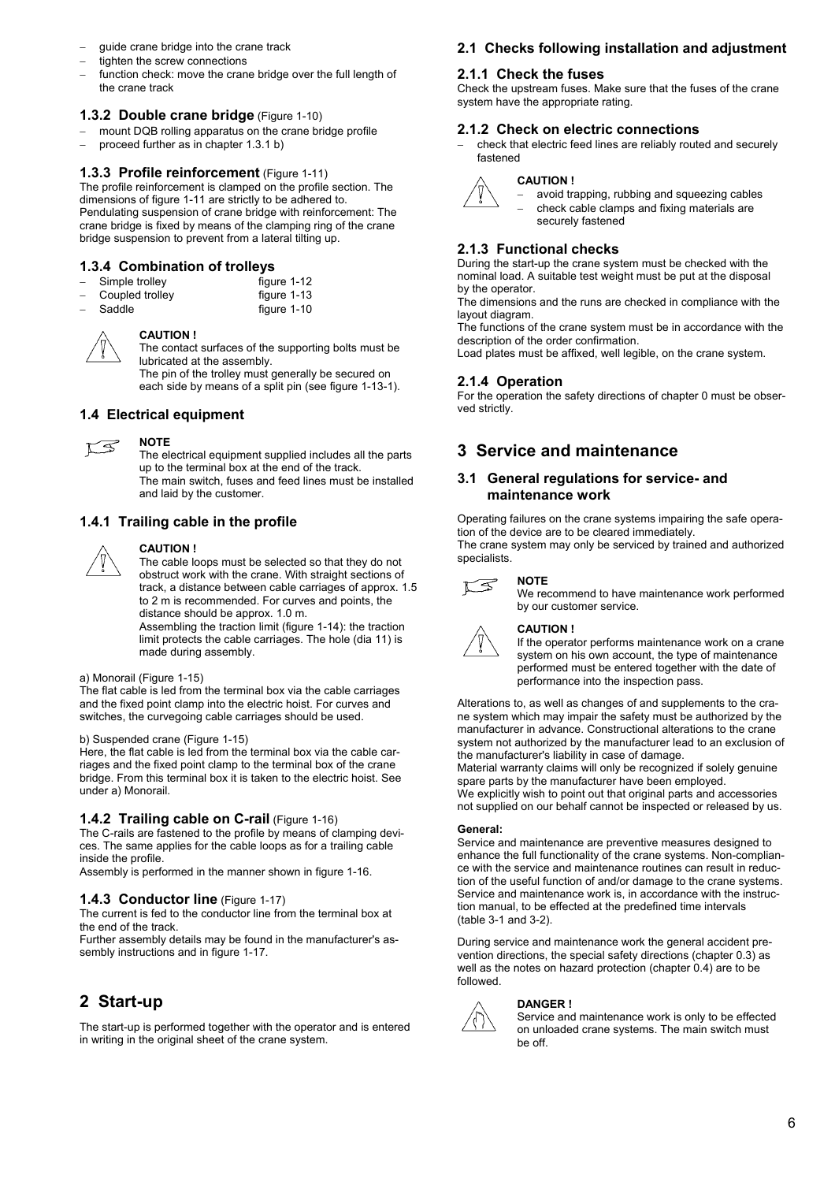- guide crane bridge into the crane track
- tighten the screw connections
- function check: move the crane bridge over the full length of the crane track

### 1.3.2 Double crane bridge (Figure 1-10)

- mount DQB rolling apparatus on the crane bridge profile
- proceed further as in chapter 1.3.1 b)

### 1.3.3 Profile reinforcement (Figure 1-11)

The profile reinforcement is clamped on the profile section. The dimensions of figure 1-11 are strictly to be adhered to.
Pendulating suspension of crane bridge with reinforcement: The crane bridge is fixed by means of the clamping ring of the crane bridge suspension to prevent from a lateral tilting up.

### 1.3.4 Combination of trolleys

- Simple trolley figure 1-12
- Coupled trolley figure 1-13
- Saddle figure 1-10

**CAUTION !**
The contact surfaces of the supporting bolts must be lubricated at the assembly.
The pin of the trolley must generally be secured on each side by means of a split pin (see figure 1-13-1).

## 1.4 Electrical equipment

**NOTE**
The electrical equipment supplied includes all the parts up to the terminal box at the end of the track.
The main switch, fuses and feed lines must be installed and laid by the customer.

### 1.4.1 Trailing cable in the profile

**CAUTION !**
The cable loops must be selected so that they do not obstruct work with the crane. With straight sections of track, a distance between cable carriages of approx. 1.5 to 2 m is recommended. For curves and points, the distance should be approx. 1.0 m.
Assembling the traction limit (figure 1-14): the traction limit protects the cable carriages. The hole (dia 11) is made during assembly.

a) Monorail (Figure 1-15)
The flat cable is led from the terminal box via the cable carriages and the fixed point clamp into the electric hoist. For curves and switches, the curvegoing cable carriages should be used.

b) Suspended crane (Figure 1-15)
Here, the flat cable is led from the terminal box via the cable carriages and the fixed point clamp to the terminal box of the crane bridge. From this terminal box it is taken to the electric hoist. See under a) Monorail.

### 1.4.2 Trailing cable on C-rail (Figure 1-16)

The C-rails are fastened to the profile by means of clamping devices. The same applies for the cable loops as for a trailing cable inside the profile.
Assembly is performed in the manner shown in figure 1-16.

### 1.4.3 Conductor line (Figure 1-17)

The current is fed to the conductor line from the terminal box at the end of the track.
Further assembly details may be found in the manufacturer's assembly instructions and in figure 1-17.

# 2 Start-up

The start-up is performed together with the operator and is entered in writing in the original sheet of the crane system.

## 2.1 Checks following installation and adjustment

### 2.1.1 Check the fuses

Check the upstream fuses. Make sure that the fuses of the crane system have the appropriate rating.

### 2.1.2 Check on electric connections

- check that electric feed lines are reliably routed and securely fastened

**CAUTION !**
- avoid trapping, rubbing and squeezing cables
- check cable clamps and fixing materials are securely fastened

### 2.1.3 Functional checks

During the start-up the crane system must be checked with the nominal load. A suitable test weight must be put at the disposal by the operator.
The dimensions and the runs are checked in compliance with the layout diagram.
The functions of the crane system must be in accordance with the description of the order confirmation.
Load plates must be affixed, well legible, on the crane system.

### 2.1.4 Operation

For the operation the safety directions of chapter 0 must be observed strictly.

# 3 Service and maintenance

## 3.1 General regulations for service- and maintenance work

Operating failures on the crane systems impairing the safe operation of the device are to be cleared immediately.
The crane system may only be serviced by trained and authorized specialists.

**NOTE**
We recommend to have maintenance work performed by our customer service.

**CAUTION !**
If the operator performs maintenance work on a crane system on his own account, the type of maintenance performed must be entered together with the date of performance into the inspection pass.

Alterations to, as well as changes of and supplements to the crane system which may impair the safety must be authorized by the manufacturer in advance. Constructional alterations to the crane system not authorized by the manufacturer lead to an exclusion of the manufacturer's liability in case of damage.
Material warranty claims will only be recognized if solely genuine spare parts by the manufacturer have been employed.
We explicitly wish to point out that original parts and accessories not supplied on our behalf cannot be inspected or released by us.

**General:**
Service and maintenance are preventive measures designed to enhance the full functionality of the crane systems. Non-compliance with the service and maintenance routines can result in reduction of the useful function of and/or damage to the crane systems. Service and maintenance work is, in accordance with the instruction manual, to be effected at the predefined time intervals (table 3-1 and 3-2).

During service and maintenance work the general accident prevention directions, the special safety directions (chapter 0.3) as well as the notes on hazard protection (chapter 0.4) are to be followed.

**DANGER !**
Service and maintenance work is only to be effected on unloaded crane systems. The main switch must be off.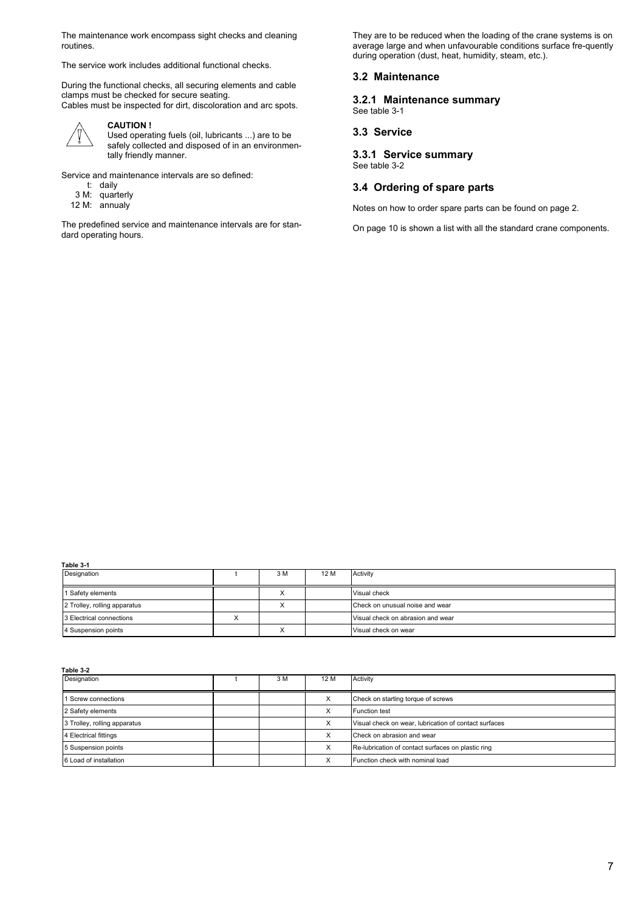The maintenance work encompass sight checks and cleaning routines.

The service work includes additional functional checks.

During the functional checks, all securing elements and cable clamps must be checked for secure seating.
Cables must be inspected for dirt, discoloration and arc spots.

**CAUTION !**
Used operating fuels (oil, lubricants ...) are to be safely collected and disposed of in an environmentally friendly manner.

Service and maintenance intervals are so defined:

- t: daily
- 3 M: quarterly
- 12 M: annualy

The predefined service and maintenance intervals are for standard operating hours.

They are to be reduced when the loading of the crane systems is on average large and when unfavourable conditions surface fre-quently during operation (dust, heat, humidity, steam, etc.).

## 3.2 Maintenance

### 3.2.1 Maintenance summary

See table 3-1

## 3.3 Service

### 3.3.1 Service summary

See table 3-2

## 3.4 Ordering of spare parts

Notes on how to order spare parts can be found on page 2.

On page 10 is shown a list with all the standard crane components.

**Table 3-1**

| Designation | t | 3 M | 12 M | Activity |
|---|---|---|---|---|
| 1 Safety elements | | X | | Visual check |
| 2 Trolley, rolling apparatus | | X | | Check on unusual noise and wear |
| 3 Electrical connections | X | | | Visual check on abrasion and wear |
| 4 Suspension points | | X | | Visual check on wear |

**Table 3-2**

| Designation | t | 3 M | 12 M | Activity |
|---|---|---|---|---|
| 1 Screw connections | | | X | Check on starting torque of screws |
| 2 Safety elements | | | X | Function test |
| 3 Trolley, rolling apparatus | | | X | Visual check on wear, lubrication of contact surfaces |
| 4 Electrical fittings | | | X | Check on abrasion and wear |
| 5 Suspension points | | | X | Re-lubrication of contact surfaces on plastic ring |
| 6 Load of installation | | | X | Function check with nominal load |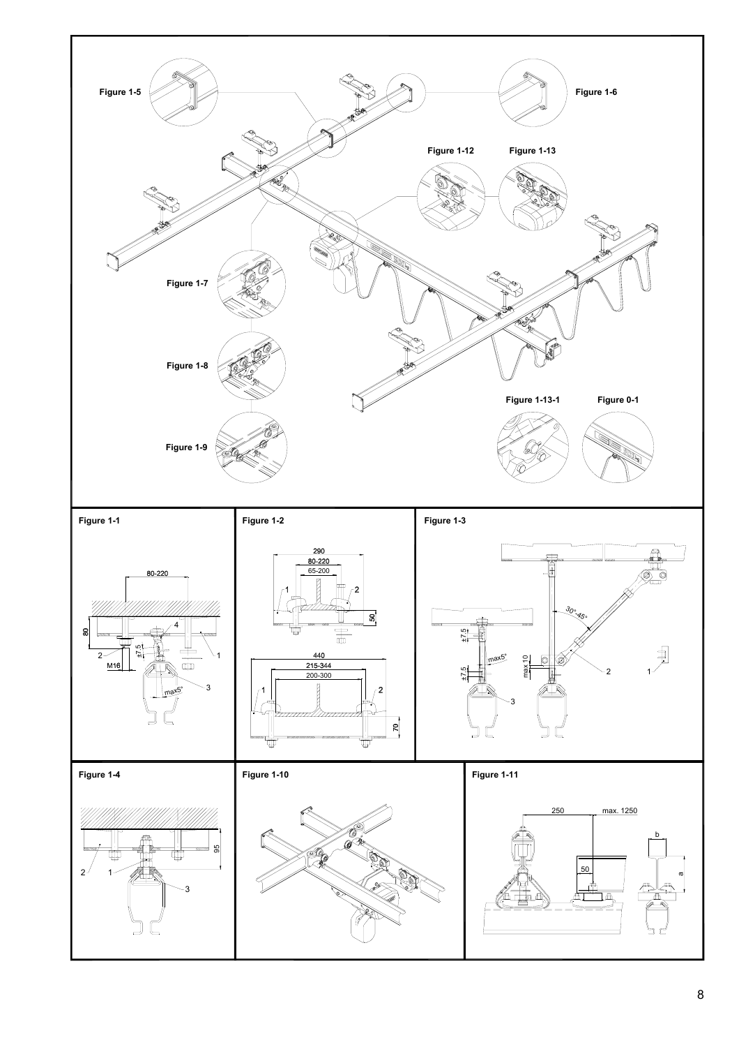Figure 1-5

Figure 1-6

Figure 1-12

Figure 1-13

Figure 1-7

Figure 1-8

Figure 1-9

Figure 1-13-1

Figure 0-1

Figure 1-1

80-220

80

±7.5

M16

max5°

Figure 1-2

290

80-220

65-200

50

440

215-344

200-300

70

Figure 1-3

±7.5

±7.5

max5°

max 10

30°-45°

Figure 1-4

95

Figure 1-10

Figure 1-11

250

max. 1250

50

b

a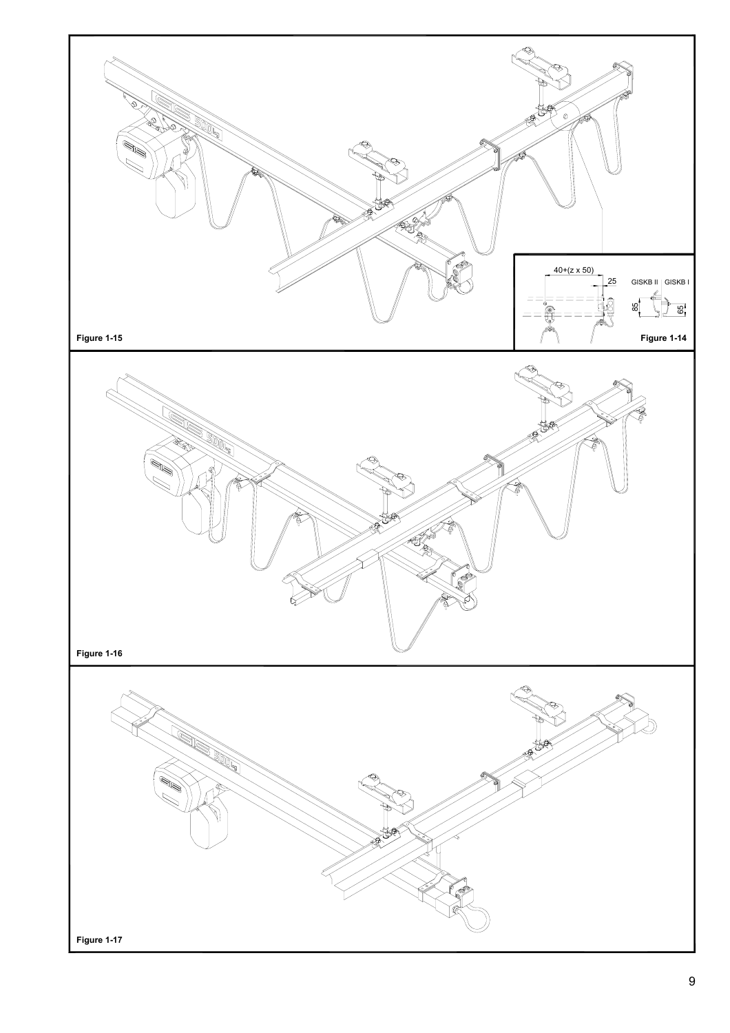40+(z x 50)

25

GISKB II GISKB I

85

65

Figure 1-15

Figure 1-14

Figure 1-16

Figure 1-17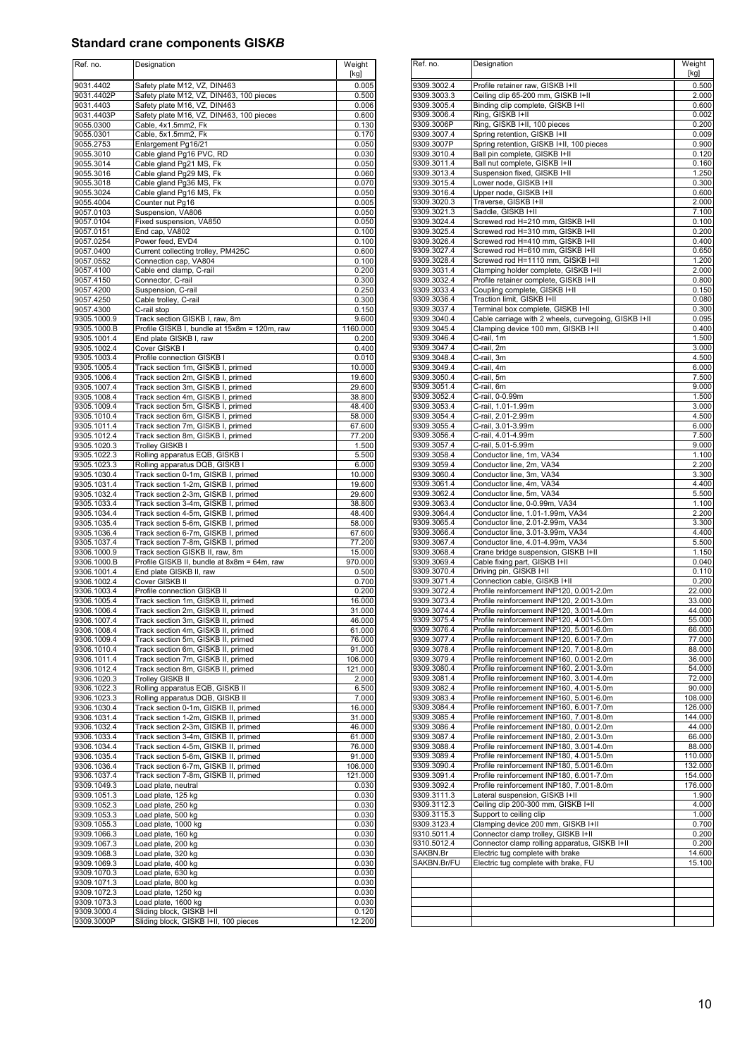## Standard crane components GIS*KB*

| Ref. no. | Designation | Weight [kg] |
|---|---|---|
| 9031.4402 | Safety plate M12, VZ, DIN463 | 0.005 |
| 9031.4402P | Safety plate M12, VZ, DIN463, 100 pieces | 0.500 |
| 9031.4403 | Safety plate M16, VZ, DIN463 | 0.006 |
| 9031.4403P | Safety plate M16, VZ, DIN463, 100 pieces | 0.600 |
| 9055.0300 | Cable, 4x1.5mm2, Fk | 0.130 |
| 9055.0301 | Cable, 5x1.5mm2, Fk | 0.170 |
| 9055.2753 | Enlargement Pg16/21 | 0.050 |
| 9055.3010 | Cable gland Pg16 PVC, RD | 0.030 |
| 9055.3014 | Cable gland Pg21 MS, Fk | 0.050 |
| 9055.3016 | Cable gland Pg29 MS, Fk | 0.060 |
| 9055.3018 | Cable gland Pg36 MS, Fk | 0.070 |
| 9055.3024 | Cable gland Pg16 MS, Fk | 0.050 |
| 9055.4004 | Counter nut Pg16 | 0.005 |
| 9057.0103 | Suspension, VA806 | 0.050 |
| 9057.0104 | Fixed suspension, VA850 | 0.050 |
| 9057.0151 | End cap, VA802 | 0.100 |
| 9057.0254 | Power feed, EVD4 | 0.100 |
| 9057.0400 | Current collecting trolley, PM425C | 0.600 |
| 9057.0552 | Connection cap, VA804 | 0.100 |
| 9057.4100 | Cable end clamp, C-rail | 0.200 |
| 9057.4150 | Connector, C-rail | 0.300 |
| 9057.4200 | Suspension, C-rail | 0.250 |
| 9057.4250 | Cable trolley, C-rail | 0.300 |
| 9057.4300 | C-rail stop | 0.150 |
| 9305.1000.9 | Track section GISKB I, raw, 8m | 9.600 |
| 9305.1000.B | Profile GISKB I, bundle at 15x8m = 120m, raw | 1160.000 |
| 9305.1001.4 | End plate GISKB I, raw | 0.200 |
| 9305.1002.4 | Cover GISKB I | 0.400 |
| 9305.1003.4 | Profile connection GISKB I | 0.010 |
| 9305.1005.4 | Track section 1m, GISKB I, primed | 10.000 |
| 9305.1006.4 | Track section 2m, GISKB I, primed | 19.600 |
| 9305.1007.4 | Track section 3m, GISKB I, primed | 29.600 |
| 9305.1008.4 | Track section 4m, GISKB I, primed | 38.800 |
| 9305.1009.4 | Track section 5m, GISKB I, primed | 48.400 |
| 9305.1010.4 | Track section 6m, GISKB I, primed | 58.000 |
| 9305.1011.4 | Track section 7m, GISKB I, primed | 67.600 |
| 9305.1012.4 | Track section 8m, GISKB I, primed | 77.200 |
| 9305.1020.3 | Trolley GISKB I | 1.500 |
| 9305.1022.3 | Rolling apparatus EQB, GISKB I | 5.500 |
| 9305.1023.3 | Rolling apparatus DQB, GISKB I | 6.000 |
| 9305.1030.4 | Track section 0-1m, GISKB I, primed | 10.000 |
| 9305.1031.4 | Track section 1-2m, GISKB I, primed | 19.600 |
| 9305.1032.4 | Track section 2-3m, GISKB I, primed | 29.600 |
| 9305.1033.4 | Track section 3-4m, GISKB I, primed | 38.800 |
| 9305.1034.4 | Track section 4-5m, GISKB I, primed | 48.400 |
| 9305.1035.4 | Track section 5-6m, GISKB I, primed | 58.000 |
| 9305.1036.4 | Track section 6-7m, GISKB I, primed | 67.600 |
| 9305.1037.4 | Track section 7-8m, GISKB I, primed | 77.200 |
| 9306.1000.9 | Track section GISKB II, raw, 8m | 15.000 |
| 9306.1000.B | Profile GISKB II, bundle at 8x8m = 64m, raw | 970.000 |
| 9306.1001.4 | End plate GISKB II, raw | 0.500 |
| 9306.1002.4 | Cover GISKB II | 0.700 |
| 9306.1003.4 | Profile connection GISKB II | 0.200 |
| 9306.1005.4 | Track section 1m, GISKB II, primed | 16.000 |
| 9306.1006.4 | Track section 2m, GISKB II, primed | 31.000 |
| 9306.1007.4 | Track section 3m, GISKB II, primed | 46.000 |
| 9306.1008.4 | Track section 4m, GISKB II, primed | 61.000 |
| 9306.1009.4 | Track section 5m, GISKB II, primed | 76.000 |
| 9306.1010.4 | Track section 6m, GISKB II, primed | 91.000 |
| 9306.1011.4 | Track section 7m, GISKB II, primed | 106.000 |
| 9306.1012.4 | Track section 8m, GISKB II, primed | 121.000 |
| 9306.1020.3 | Trolley GISKB II | 2.000 |
| 9306.1022.3 | Rolling apparatus EQB, GISKB II | 6.500 |
| 9306.1023.3 | Rolling apparatus DQB, GISKB II | 7.000 |
| 9306.1030.4 | Track section 0-1m, GISKB II, primed | 16.000 |
| 9306.1031.4 | Track section 1-2m, GISKB II, primed | 31.000 |
| 9306.1032.4 | Track section 2-3m, GISKB II, primed | 46.000 |
| 9306.1033.4 | Track section 3-4m, GISKB II, primed | 61.000 |
| 9306.1034.4 | Track section 4-5m, GISKB II, primed | 76.000 |
| 9306.1035.4 | Track section 5-6m, GISKB II, primed | 91.000 |
| 9306.1036.4 | Track section 6-7m, GISKB II, primed | 106.000 |
| 9306.1037.4 | Track section 7-8m, GISKB II, primed | 121.000 |
| 9309.1049.3 | Load plate, neutral | 0.030 |
| 9309.1051.3 | Load plate, 125 kg | 0.030 |
| 9309.1052.3 | Load plate, 250 kg | 0.030 |
| 9309.1053.3 | Load plate, 500 kg | 0.030 |
| 9309.1055.3 | Load plate, 1000 kg | 0.030 |
| 9309.1066.3 | Load plate, 160 kg | 0.030 |
| 9309.1067.3 | Load plate, 200 kg | 0.030 |
| 9309.1068.3 | Load plate, 320 kg | 0.030 |
| 9309.1069.3 | Load plate, 400 kg | 0.030 |
| 9309.1070.3 | Load plate, 630 kg | 0.030 |
| 9309.1071.3 | Load plate, 800 kg | 0.030 |
| 9309.1072.3 | Load plate, 1250 kg | 0.030 |
| 9309.1073.3 | Load plate, 1600 kg | 0.030 |
| 9309.3000.4 | Sliding block, GISKB I+II | 0.120 |
| 9309.3000P | Sliding block, GISKB I+II, 100 pieces | 12.200 |

| Ref. no. | Designation | Weight [kg] |
|---|---|---|
| 9309.3002.4 | Profile retainer raw, GISKB I+II | 0.500 |
| 9309.3003.3 | Ceiling clip 65-200 mm, GISKB I+II | 2.000 |
| 9309.3005.4 | Binding clip complete, GISKB I+II | 0.600 |
| 9309.3006.4 | Ring, GISKB I+II | 0.002 |
| 9309.3006P | Ring, GISKB I+II, 100 pieces | 0.200 |
| 9309.3007.4 | Spring retention, GISKB I+II | 0.009 |
| 9309.3007P | Spring retention, GISKB I+II, 100 pieces | 0.900 |
| 9309.3010.4 | Ball pin complete, GISKB I+II | 0.120 |
| 9309.3011.4 | Ball nut complete, GISKB I+II | 0.160 |
| 9309.3013.4 | Suspension fixed, GISKB I+II | 1.250 |
| 9309.3015.4 | Lower node, GISKB I+II | 0.300 |
| 9309.3016.4 | Upper node, GISKB I+II | 0.600 |
| 9309.3020.3 | Traverse, GISKB I+II | 2.000 |
| 9309.3021.3 | Saddle, GISKB I+II | 7.100 |
| 9309.3024.4 | Screwed rod H=210 mm, GISKB I+II | 0.100 |
| 9309.3025.4 | Screwed rod H=310 mm, GISKB I+II | 0.200 |
| 9309.3026.4 | Screwed rod H=410 mm, GISKB I+II | 0.400 |
| 9309.3027.4 | Screwed rod H=610 mm, GISKB I+II | 0.650 |
| 9309.3028.4 | Screwed rod H=1110 mm, GISKB I+II | 1.200 |
| 9309.3031.4 | Clamping holder complete, GISKB I+II | 2.000 |
| 9309.3032.4 | Profile retainer complete, GISKB I+II | 0.800 |
| 9309.3033.4 | Coupling complete, GISKB I+II | 0.150 |
| 9309.3036.4 | Traction limit, GISKB I+II | 0.080 |
| 9309.3037.4 | Terminal box complete, GISKB I+II | 0.300 |
| 9309.3040.4 | Cable carriage with 2 wheels, curvegoing, GISKB I+II | 0.095 |
| 9309.3045.4 | Clamping device 100 mm, GISKB I+II | 0.400 |
| 9309.3046.4 | C-rail, 1m | 1.500 |
| 9309.3047.4 | C-rail, 2m | 3.000 |
| 9309.3048.4 | C-rail, 3m | 4.500 |
| 9309.3049.4 | C-rail, 4m | 6.000 |
| 9309.3050.4 | C-rail, 5m | 7.500 |
| 9309.3051.4 | C-rail, 6m | 9.000 |
| 9309.3052.4 | C-rail, 0-0.99m | 1.500 |
| 9309.3053.4 | C-rail, 1.01-1.99m | 3.000 |
| 9309.3054.4 | C-rail, 2.01-2.99m | 4.500 |
| 9309.3055.4 | C-rail, 3.01-3.99m | 6.000 |
| 9309.3056.4 | C-rail, 4.01-4.99m | 7.500 |
| 9309.3057.4 | C-rail, 5.01-5.99m | 9.000 |
| 9309.3058.4 | Conductor line, 1m, VA34 | 1.100 |
| 9309.3059.4 | Conductor line, 2m, VA34 | 2.200 |
| 9309.3060.4 | Conductor line, 3m, VA34 | 3.300 |
| 9309.3061.4 | Conductor line, 4m, VA34 | 4.400 |
| 9309.3062.4 | Conductor line, 5m, VA34 | 5.500 |
| 9309.3063.4 | Conductor line, 0-0.99m, VA34 | 1.100 |
| 9309.3064.4 | Conductor line, 1.01-1.99m, VA34 | 2.200 |
| 9309.3065.4 | Conductor line, 2.01-2.99m, VA34 | 3.300 |
| 9309.3066.4 | Conductor line, 3.01-3.99m, VA34 | 4.400 |
| 9309.3067.4 | Conductor line, 4.01-4.99m, VA34 | 5.500 |
| 9309.3068.4 | Crane bridge suspension, GISKB I+II | 1.150 |
| 9309.3069.4 | Cable fixing part, GISKB I+II | 0.040 |
| 9309.3070.4 | Driving pin, GISKB I+II | 0.110 |
| 9309.3071.4 | Connection cable, GISKB I+II | 0.200 |
| 9309.3072.4 | Profile reinforcement INP120, 0.001-2.0m | 22.000 |
| 9309.3073.4 | Profile reinforcement INP120, 2.001-3.0m | 33.000 |
| 9309.3074.4 | Profile reinforcement INP120, 3.001-4.0m | 44.000 |
| 9309.3075.4 | Profile reinforcement INP120, 4.001-5.0m | 55.000 |
| 9309.3076.4 | Profile reinforcement INP120, 5.001-6.0m | 66.000 |
| 9309.3077.4 | Profile reinforcement INP120, 6.001-7.0m | 77.000 |
| 9309.3078.4 | Profile reinforcement INP120, 7.001-8.0m | 88.000 |
| 9309.3079.4 | Profile reinforcement INP160, 0.001-2.0m | 36.000 |
| 9309.3080.4 | Profile reinforcement INP160, 2.001-3.0m | 54.000 |
| 9309.3081.4 | Profile reinforcement INP160, 3.001-4.0m | 72.000 |
| 9309.3082.4 | Profile reinforcement INP160, 4.001-5.0m | 90.000 |
| 9309.3083.4 | Profile reinforcement INP160, 5.001-6.0m | 108.000 |
| 9309.3084.4 | Profile reinforcement INP160, 6.001-7.0m | 126.000 |
| 9309.3085.4 | Profile reinforcement INP160, 7.001-8.0m | 144.000 |
| 9309.3086.4 | Profile reinforcement INP180, 0.001-2.0m | 44.000 |
| 9309.3087.4 | Profile reinforcement INP180, 2.001-3.0m | 66.000 |
| 9309.3088.4 | Profile reinforcement INP180, 3.001-4.0m | 88.000 |
| 9309.3089.4 | Profile reinforcement INP180, 4.001-5.0m | 110.000 |
| 9309.3090.4 | Profile reinforcement INP180, 5.001-6.0m | 132.000 |
| 9309.3091.4 | Profile reinforcement INP180, 6.001-7.0m | 154.000 |
| 9309.3092.4 | Profile reinforcement INP180, 7.001-8.0m | 176.000 |
| 9309.3111.3 | Lateral suspension, GISKB I+II | 1.900 |
| 9309.3112.3 | Ceiling clip 200-300 mm, GISKB I+II | 4.000 |
| 9309.3115.3 | Support to ceiling clip | 1.000 |
| 9309.3123.4 | Clamping device 200 mm, GISKB I+II | 0.700 |
| 9310.5011.4 | Connector clamp trolley, GISKB I+II | 0.200 |
| 9310.5012.4 | Connector clamp rolling apparatus, GISKB I+II | 0.200 |
| SAKBN.Br | Electric tug complete with brake | 14.600 |
| SAKBN.Br/FU | Electric tug complete with brake, FU | 15.100 |